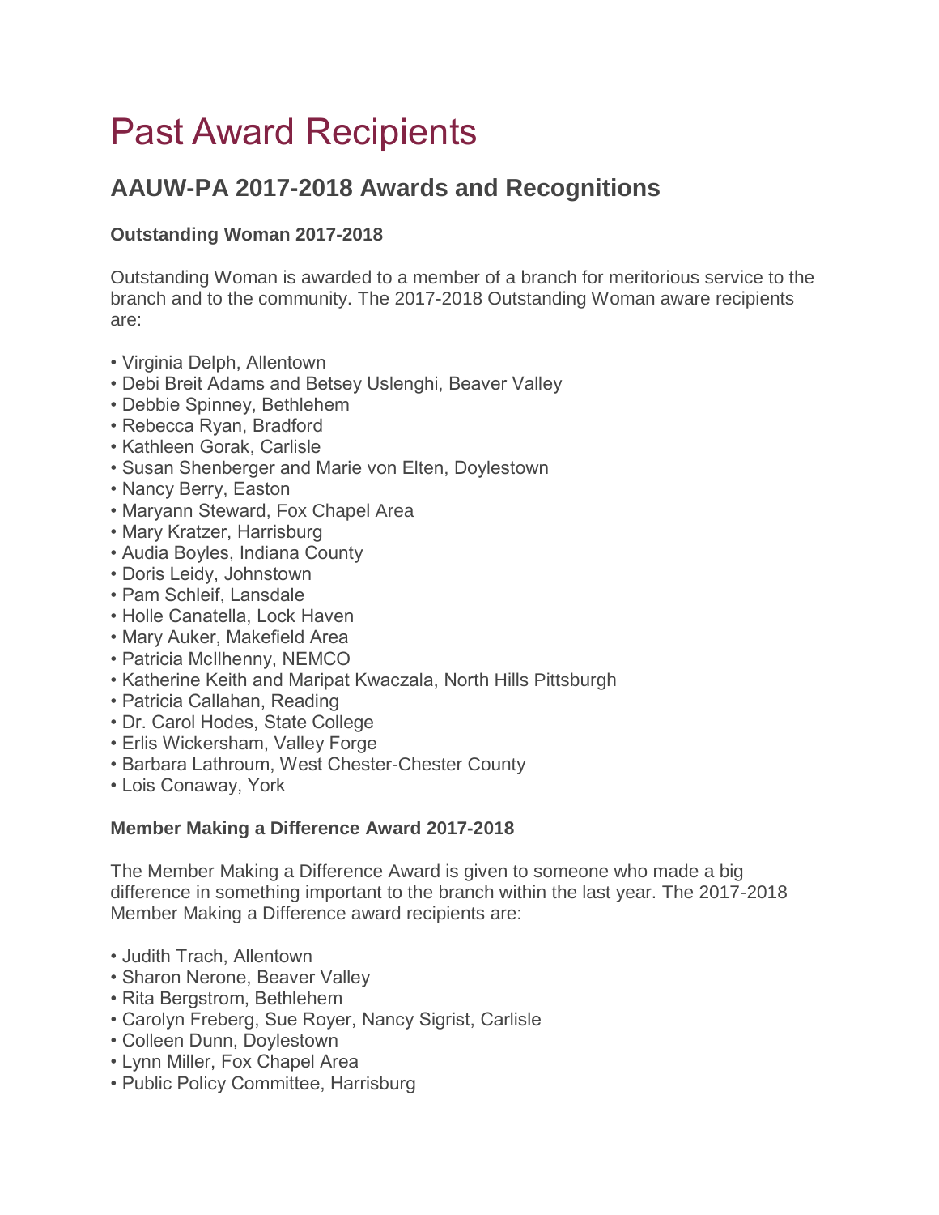# Past Award Recipients

## AAUW-PA 2017-2018 Awards and Recognitions

### Outstanding Woman 2017-2018

Outstanding Woman is awarded to a member of a branch for meritorious service to the branch and to the community. The 2017-2018 Outstanding Woman aware recipients are:

- Virginia Delph, Allentown
- Debi Breit Adams and Betsey Uslenghi, Beaver Valley
- Debbie Spinney, Bethlehem
- Rebecca Ryan, Bradford
- Kathleen Gorak, Carlisle
- Susan Shenberger and Marie von Elten, Doylestown
- Nancy Berry, Easton
- Maryann Steward, Fox Chapel Area
- Mary Kratzer, Harrisburg
- Audia Boyles, Indiana County
- Doris Leidy, Johnstown
- Pam Schleif, Lansdale
- Holle Canatella, Lock Haven
- Mary Auker, Makefield Area
- Patricia McIlhenny, NEMCO
- Katherine Keith and Maripat Kwaczala, North Hills Pittsburgh
- Patricia Callahan, Reading
- Dr. Carol Hodes, State College
- Erlis Wickersham, Valley Forge
- Barbara Lathroum, West Chester-Chester County
- Lois Conaway, York

### Member Making a Difference Award 2017-2018

The Member Making a Difference Award is given to someone who made a big difference in something important to the branch within the last year. The 2017-2018 Member Making a Difference award recipients are:

- Judith Trach, Allentown
- Sharon Nerone, Beaver Valley
- Rita Bergstrom, Bethlehem
- Carolyn Freberg, Sue Royer, Nancy Sigrist, Carlisle
- Colleen Dunn, Doylestown
- Lynn Miller, Fox Chapel Area
- Public Policy Committee, Harrisburg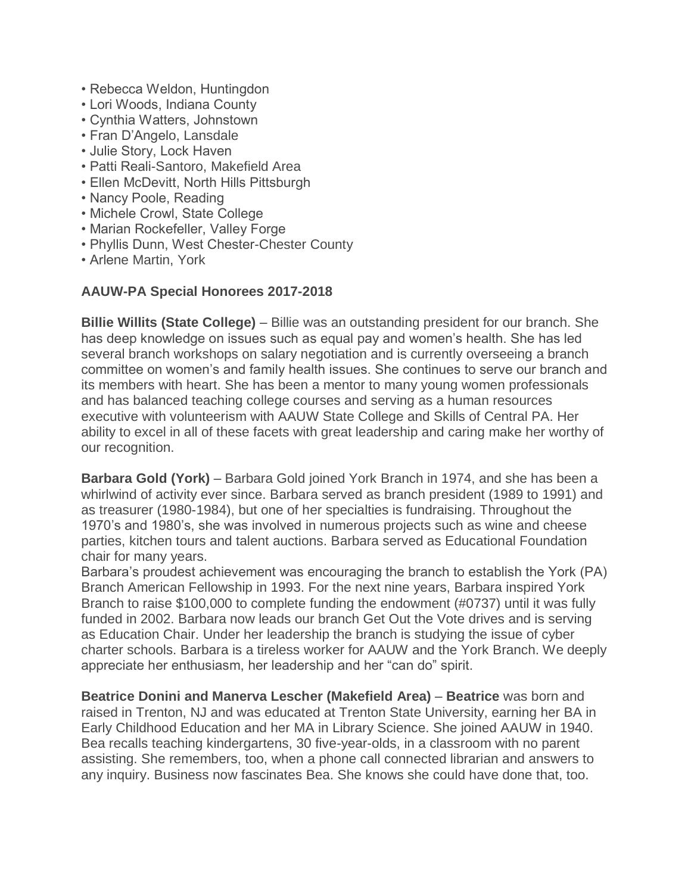- Rebecca Weldon, Huntingdon
- Lori Woods, Indiana County
- Cynthia Watters, Johnstown
- Fran D'Angelo, Lansdale
- Julie Story, Lock Haven
- Patti Reali-Santoro, Makefield Area
- Ellen McDevitt, North Hills Pittsburgh
- Nancy Poole, Reading
- Michele Crowl, State College
- Marian Rockefeller, Valley Forge
- Phyllis Dunn, West Chester-Chester County
- Arlene Martin, York

**AAUW-PA Special Honorees 2017-2018**

**Billie Willits (State College)** – Billie was an outstanding president for our branch. She has deep knowledge on issues such as equal pay and women's health. She has led several branch workshops on salary negotiation and is currently overseeing a branch committee on women's and family health issues. She continues to serve our branch and its members with heart. She has been a mentor to many young women professionals and has balanced teaching college courses and serving as a human resources executive with volunteerism with AAUW State College and Skills of Central PA. Her ability to excel in all of these facets with great leadership and caring make her worthy of our recognition.

**Barbara Gold (York)** – Barbara Gold joined York Branch in 1974, and she has been a whirlwind of activity ever since. Barbara served as branch president (1989 to 1991) and as treasurer (1980-1984), but one of her specialties is fundraising. Throughout the 1970's and 1980's, she was involved in numerous projects such as wine and cheese parties, kitchen tours and talent auctions. Barbara served as Educational Foundation chair for many years.

Barbara's proudest achievement was encouraging the branch to establish the York (PA) Branch American Fellowship in 1993. For the next nine years, Barbara inspired York Branch to raise $100,000 to complete funding the endowment (#0737) until it was fully funded in 2002. Barbara now leads our branch Get Out the Vote drives and is serving as Education Chair. Under her leadership the branch is studying the issue of cyber charter schools. Barbara is a tireless worker for AAUW and the York Branch. We deeply appreciate her enthusiasm, her leadership and her "can do" spirit.

**Beatrice Donini and Manerva Lescher (Makefield Area)** – **Beatrice** was born and raised in Trenton, NJ and was educated at Trenton State University, earning her BA in Early Childhood Education and her MA in Library Science. She joined AAUW in 1940. Bea recalls teaching kindergartens, 30 five-year-olds, in a classroom with no parent assisting. She remembers, too, when a phone call connected librarian and answers to any inquiry. Business now fascinates Bea. She knows she could have done that, too.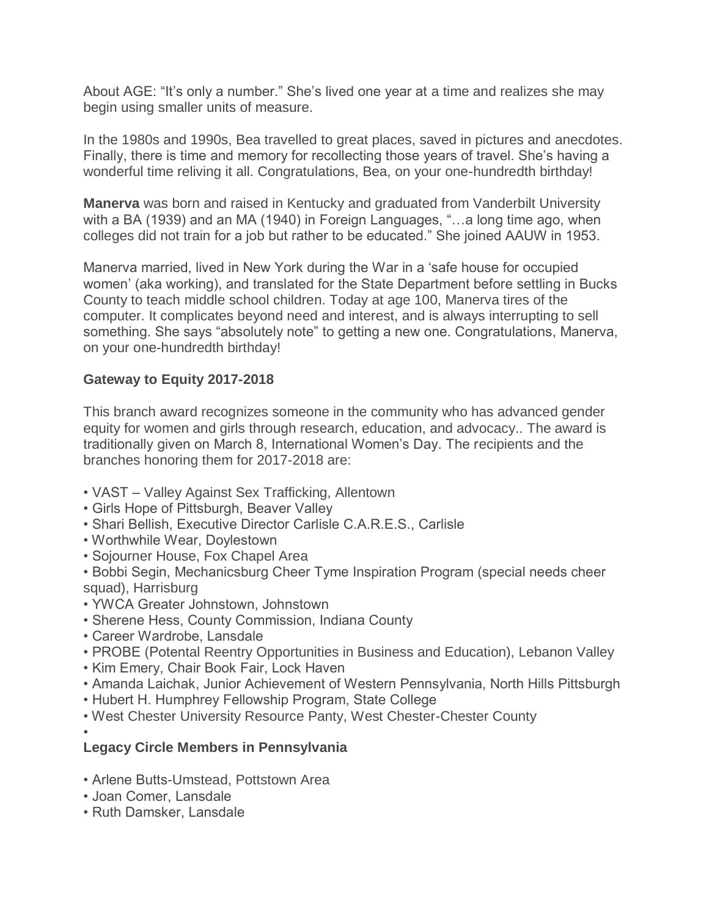About AGE: “It’s only a number.” She’s lived one year at a time and realizes she may begin using smaller units of measure.

In the 1980s and 1990s, Bea travelled to great places, saved in pictures and anecdotes. Finally, there is time and memory for recollecting those years of travel. She’s having a wonderful time reliving it all. Congratulations, Bea, on your one-hundredth birthday!

**Manerva** was born and raised in Kentucky and graduated from Vanderbilt University with a BA (1939) and an MA (1940) in Foreign Languages, “…a long time ago, when colleges did not train for a job but rather to be educated.” She joined AAUW in 1953.

Manerva married, lived in New York during the War in a ‘safe house for occupied women’ (aka working), and translated for the State Department before settling in Bucks County to teach middle school children. Today at age 100, Manerva tires of the computer. It complicates beyond need and interest, and is always interrupting to sell something. She says “absolutely note” to getting a new one. Congratulations, Manerva, on your one-hundredth birthday!

**Gateway to Equity 2017-2018**

This branch award recognizes someone in the community who has advanced gender equity for women and girls through research, education, and advocacy.. The award is traditionally given on March 8, International Women’s Day. The recipients and the branches honoring them for 2017-2018 are:

- VAST – Valley Against Sex Trafficking, Allentown
- Girls Hope of Pittsburgh, Beaver Valley
- Shari Bellish, Executive Director Carlisle C.A.R.E.S., Carlisle
- Worthwhile Wear, Doylestown
- Sojourner House, Fox Chapel Area
- Bobbi Segin, Mechanicsburg Cheer Tyme Inspiration Program (special needs cheer squad), Harrisburg
- YWCA Greater Johnstown, Johnstown
- Sherene Hess, County Commission, Indiana County
- Career Wardrobe, Lansdale
- PROBE (Potental Reentry Opportunities in Business and Education), Lebanon Valley
- Kim Emery, Chair Book Fair, Lock Haven
- Amanda Laichak, Junior Achievement of Western Pennsylvania, North Hills Pittsburgh
- Hubert H. Humphrey Fellowship Program, State College
- West Chester University Resource Panty, West Chester-Chester County

**Legacy Circle Members in Pennsylvania**

- Arlene Butts-Umstead, Pottstown Area
- Joan Comer, Lansdale
- Ruth Damsker, Lansdale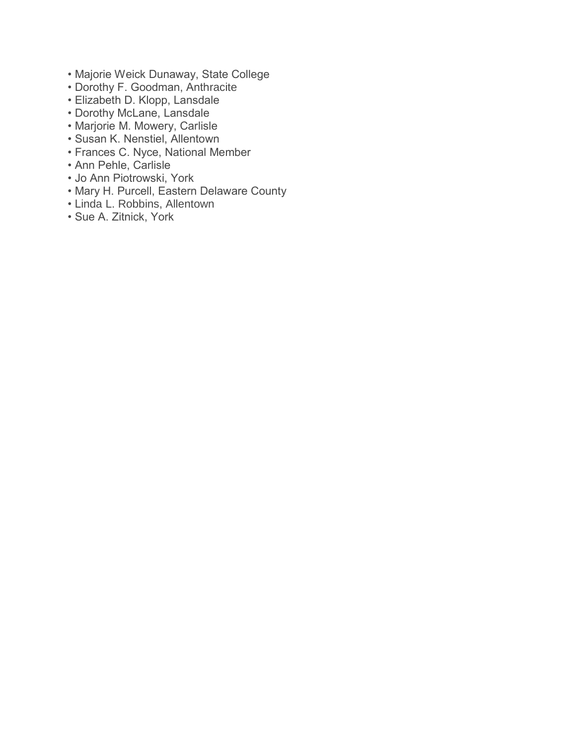- Majorie Weick Dunaway, State College
- Dorothy F. Goodman, Anthracite
- Elizabeth D. Klopp, Lansdale
- Dorothy McLane, Lansdale
- Marjorie M. Mowery, Carlisle
- Susan K. Nenstiel, Allentown
- Frances C. Nyce, National Member
- Ann Pehle, Carlisle
- Jo Ann Piotrowski, York
- Mary H. Purcell, Eastern Delaware County
- Linda L. Robbins, Allentown
- Sue A. Zitnick, York